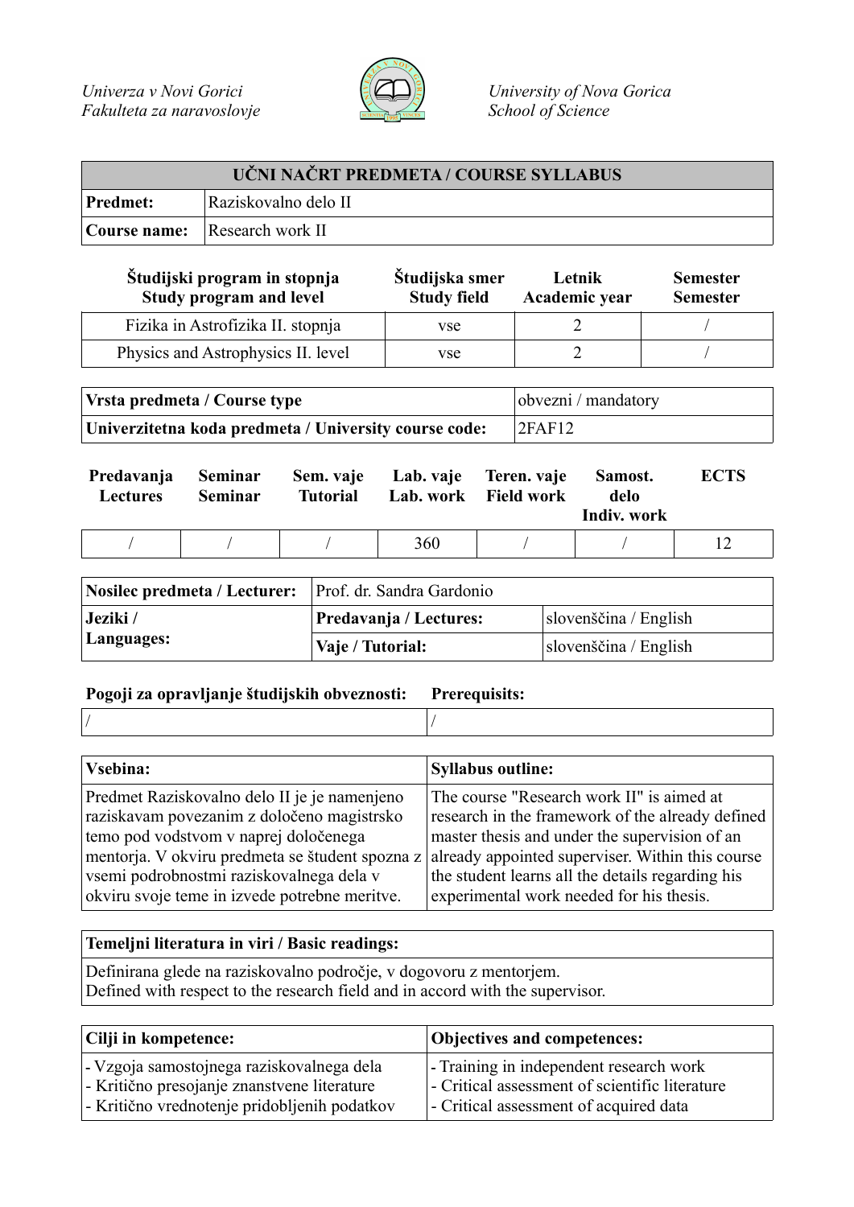*Univerza v Novi Gorici*
*Fakulteta za naravoslovje*

*University of Nova Gorica*
*School of Science*

| UČNI NAČRT PREDMETA / COURSE SYLLABUS | |
|---|---|
| **Predmet:** | Raziskovalno delo II |
| **Course name:** | Research work II |

| Študijski program in stopnja Study program and level | Študijska smer Study field | Letnik Academic year | Semester Semester |
|---|---|---|---|
| Fizika in Astrofizika II. stopnja | vse | 2 | / |
| Physics and Astrophysics II. level | vse | 2 | / |

| | |
|---|---|
| **Vrsta predmeta / Course type** | obvezni / mandatory |
| **Univerzitetna koda predmeta / University course code:** | 2FAF12 |

| Predavanja Lectures | Seminar Seminar | Sem. vaje Tutorial | Lab. vaje Lab. work | Teren. vaje Field work | Samost. delo Indiv. work | ECTS |
|---|---|---|---|---|---|---|
| / | / | / | 360 | / | / | 12 |

| | | |
|---|---|---|
| **Nosilec predmeta / Lecturer:** | Prof. dr. Sandra Gardonio | |
| **Jeziki / Languages:** | **Predavanja / Lectures:** | slovenščina / English |
| | **Vaje / Tutorial:** | slovenščina / English |

| Pogoji za opravljanje študijskih obveznosti: | Prerequisits: |
|---|---|
| / | / |

| Vsebina: | Syllabus outline: |
|---|---|
| Predmet Raziskovalno delo II je je namenjeno raziskavam povezanim z določeno magistrsko temo pod vodstvom v naprej določenega mentorja. V okviru predmeta se študent spozna z vsemi podrobnostmi raziskovalnega dela v okviru svoje teme in izvede potrebne meritve. | The course "Research work II" is aimed at research in the framework of the already defined master thesis and under the supervision of an already appointed superviser. Within this course the student learns all the details regarding his experimental work needed for his thesis. |

| Temeljni literatura in viri / Basic readings: |
|---|
| Definirana glede na raziskovalno področje, v dogovoru z mentorjem. Defined with respect to the research field and in accord with the supervisor. |

| Cilji in kompetence: | Objectives and competences: |
|---|---|
| - Vzgoja samostojnega raziskovalnega dela<br>- Kritično presojanje znanstvene literature<br>- Kritično vrednotenje pridobljenih podatkov | - Training in independent research work<br>- Critical assessment of scientific literature<br>- Critical assessment of acquired data |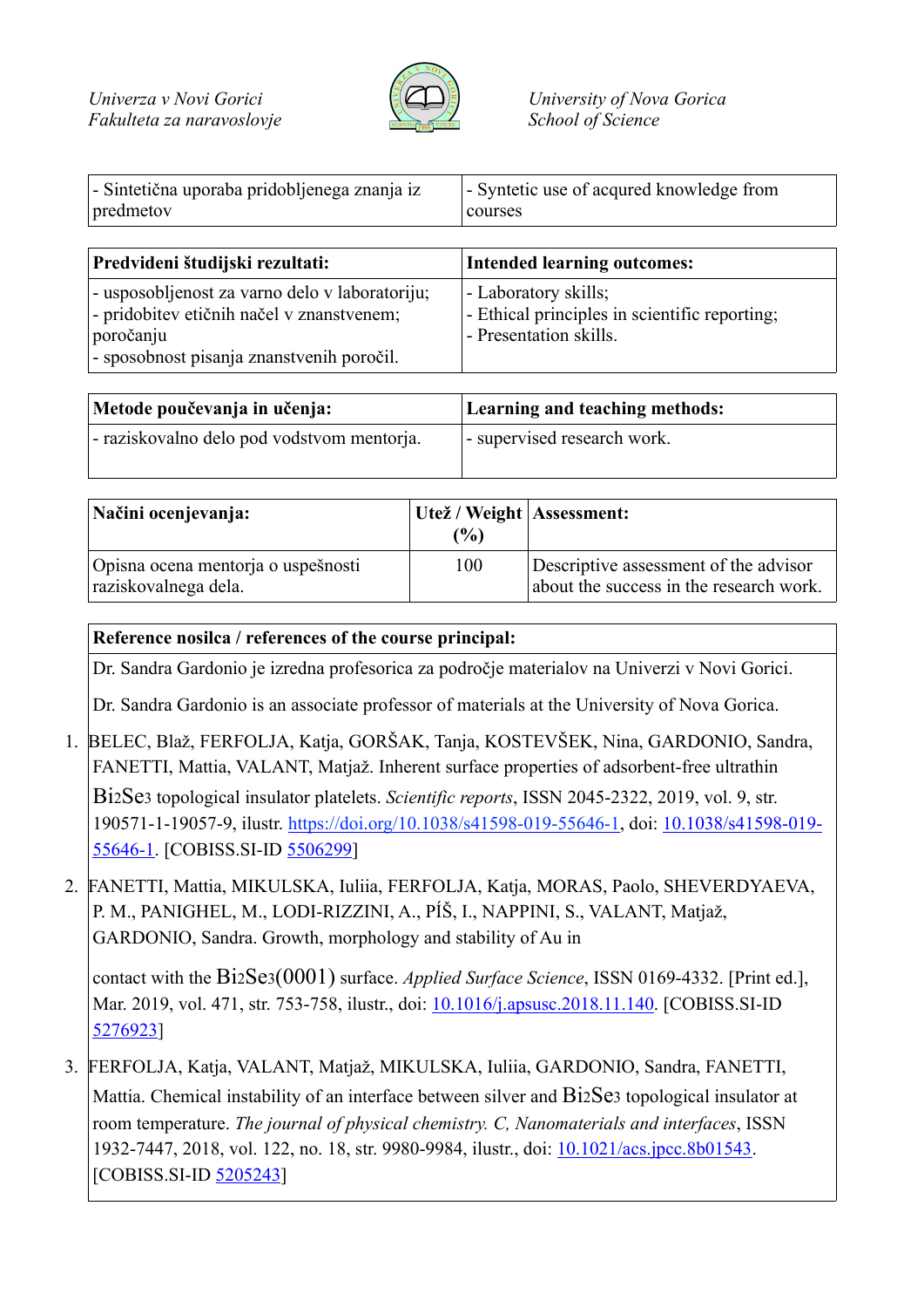| - Sintetična uporaba pridobljenega znanja iz predmetov | - Syntetic use of acqured knowledge from courses |
|---|---|

| Predvideni študijski rezultati: | Intended learning outcomes: |
|---|---|
| - usposobljenost za varno delo v laboratoriju;<br>- pridobitev etičnih načel v znanstvenem; poročanju<br>- sposobnost pisanja znanstvenih poročil. | - Laboratory skills;<br>- Ethical principles in scientific reporting;<br>- Presentation skills. |

| Metode poučevanja in učenja: | Learning and teaching methods: |
|---|---|
| - raziskovalno delo pod vodstvom mentorja. | - supervised research work. |

| Načini ocenjevanja: | Utež / Weight (%) | Assessment: |
|---|---|---|
| Opisna ocena mentorja o uspešnosti raziskovalnega dela. | 100 | Descriptive assessment of the advisor about the success in the research work. |

**Reference nosilca / references of the course principal:**

Dr. Sandra Gardonio je izredna profesorica za področje materialov na Univerzi v Novi Gorici.

Dr. Sandra Gardonio is an associate professor of materials at the University of Nova Gorica.

1. BELEC, Blaž, FERFOLJA, Katja, GORŠAK, Tanja, KOSTEVŠEK, Nina, GARDONIO, Sandra, FANETTI, Mattia, VALANT, Matjaž. Inherent surface properties of adsorbent-free ultrathin $Bi_2Se_3$ topological insulator platelets. *Scientific reports*, ISSN 2045-2322, 2019, vol. 9, str. 190571-1-19057-9, ilustr. [https://doi.org/10.1038/s41598-019-55646-1](https://doi.org/10.1038/s41598-019-55646-1), doi: [10.1038/s41598-019-55646-1](https://doi.org/10.1038/s41598-019-55646-1). [COBISS.SI-ID 5506299]

2. FANETTI, Mattia, MIKULSKA, Iuliia, FERFOLJA, Katja, MORAS, Paolo, SHEVERDYAEVA, P. M., PANIGHEL, M., LODI-RIZZINI, A., PÍŠ, I., NAPPINI, S., VALANT, Matjaž, GARDONIO, Sandra. Growth, morphology and stability of Au in contact with the $Bi_2Se_3$(0001) surface. *Applied Surface Science*, ISSN 0169-4332. [Print ed.], Mar. 2019, vol. 471, str. 753-758, ilustr., doi: [10.1016/j.apsusc.2018.11.140](https://doi.org/10.1016/j.apsusc.2018.11.140). [COBISS.SI-ID 5276923]

3. FERFOLJA, Katja, VALANT, Matjaž, MIKULSKA, Iuliia, GARDONIO, Sandra, FANETTI, Mattia. Chemical instability of an interface between silver and $Bi_2Se_3$ topological insulator at room temperature. *The journal of physical chemistry. C, Nanomaterials and interfaces*, ISSN 1932-7447, 2018, vol. 122, no. 18, str. 9980-9984, ilustr., doi: [10.1021/acs.jpcc.8b01543](https://doi.org/10.1021/acs.jpcc.8b01543). [COBISS.SI-ID 5205243]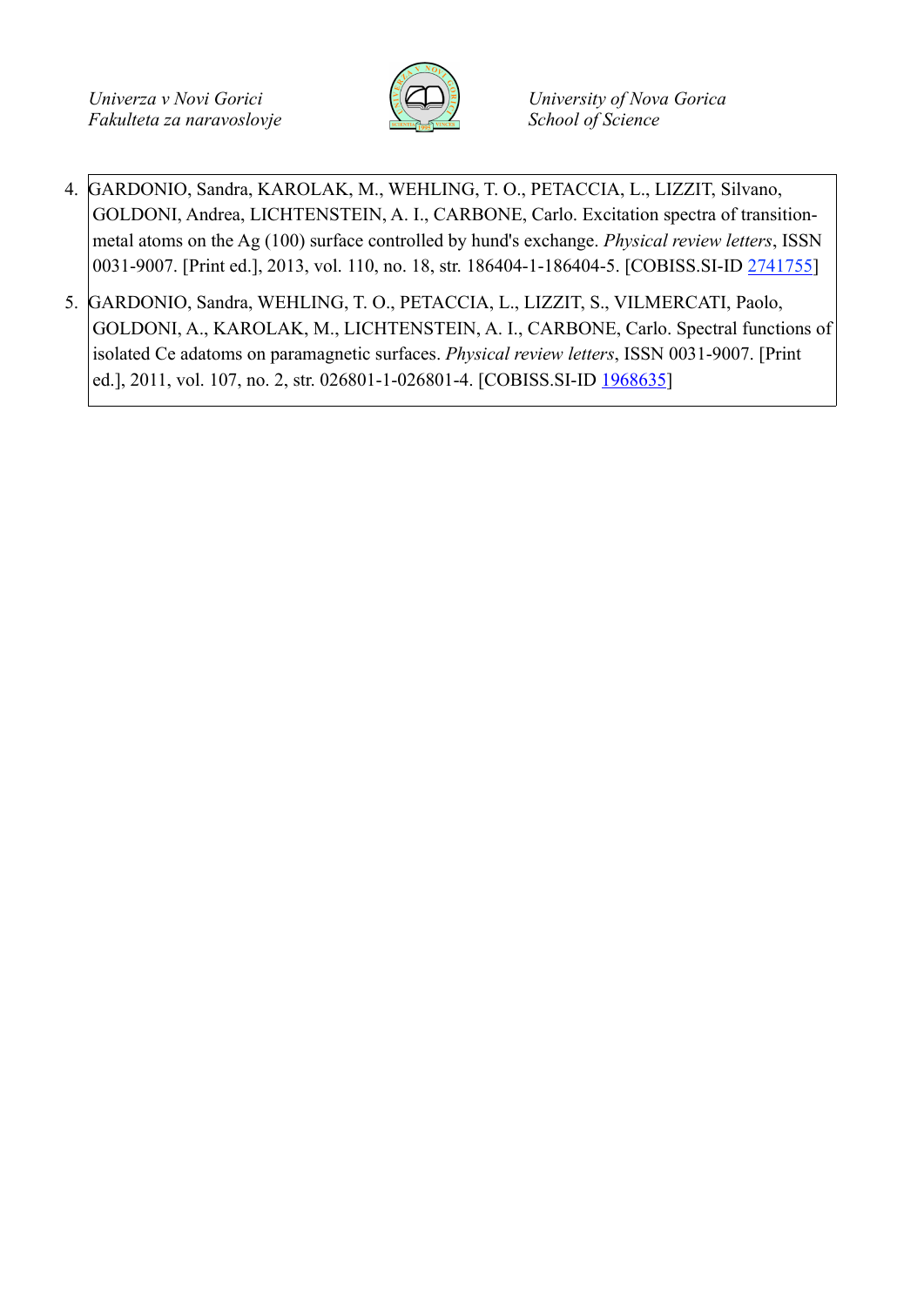4. GARDONIO, Sandra, KAROLAK, M., WEHLING, T. O., PETACCIA, L., LIZZIT, Silvano, GOLDONI, Andrea, LICHTENSTEIN, A. I., CARBONE, Carlo. Excitation spectra of transition-metal atoms on the Ag (100) surface controlled by hund's exchange. *Physical review letters*, ISSN 0031-9007. [Print ed.], 2013, vol. 110, no. 18, str. 186404-1-186404-5. [COBISS.SI-ID 2741755]
5. GARDONIO, Sandra, WEHLING, T. O., PETACCIA, L., LIZZIT, S., VILMERCATI, Paolo, GOLDONI, A., KAROLAK, M., LICHTENSTEIN, A. I., CARBONE, Carlo. Spectral functions of isolated Ce adatoms on paramagnetic surfaces. *Physical review letters*, ISSN 0031-9007. [Print ed.], 2011, vol. 107, no. 2, str. 026801-1-026801-4. [COBISS.SI-ID 1968635]